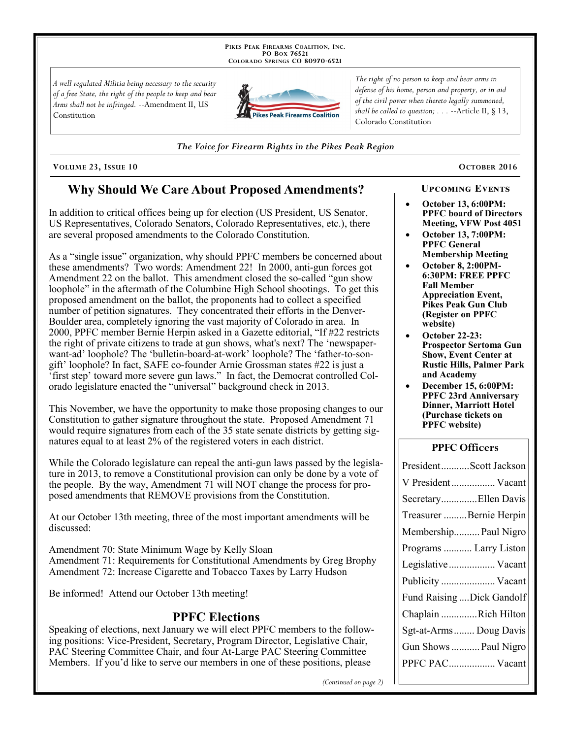PIKES PEAK FIREARMS COALITION, INC.
PO BOX 76521
COLORADO SPRINGS CO 80970-6521

*A well regulated Militia being necessary to the security of a free State, the right of the people to keep and bear Arms shall not be infringed.* --Amendment II, US Constitution

*The right of no person to keep and bear arms in defense of his home, person and property, or in aid of the civil power when thereto legally summoned, shall be called to question; . . .* --Article II, § 13, Colorado Constitution

*The Voice for Firearm Rights in the Pikes Peak Region*

**VOLUME 23, ISSUE 10** — **OCTOBER 2016**

## Why Should We Care About Proposed Amendments?

In addition to critical offices being up for election (US President, US Senator, US Representatives, Colorado Senators, Colorado Representatives, etc.), there are several proposed amendments to the Colorado Constitution.

As a "single issue" organization, why should PPFC members be concerned about these amendments? Two words: Amendment 22! In 2000, anti-gun forces got Amendment 22 on the ballot. This amendment closed the so-called "gun show loophole" in the aftermath of the Columbine High School shootings. To get this proposed amendment on the ballot, the proponents had to collect a specified number of petition signatures. They concentrated their efforts in the Denver-Boulder area, completely ignoring the vast majority of Colorado in area. In 2000, PPFC member Bernie Herpin asked in a Gazette editorial, "If #22 restricts the right of private citizens to trade at gun shows, what's next? The 'newspaper-want-ad' loophole? The 'bulletin-board-at-work' loophole? The 'father-to-son-gift' loophole? In fact, SAFE co-founder Arnie Grossman states #22 is just a 'first step' toward more severe gun laws." In fact, the Democrat controlled Colorado legislature enacted the "universal" background check in 2013.

This November, we have the opportunity to make those proposing changes to our Constitution to gather signature throughout the state. Proposed Amendment 71 would require signatures from each of the 35 state senate districts by getting signatures equal to at least 2% of the registered voters in each district.

While the Colorado legislature can repeal the anti-gun laws passed by the legislature in 2013, to remove a Constitutional provision can only be done by a vote of the people. By the way, Amendment 71 will NOT change the process for proposed amendments that REMOVE provisions from the Constitution.

At our October 13th meeting, three of the most important amendments will be discussed:

Amendment 70: State Minimum Wage by Kelly Sloan
Amendment 71: Requirements for Constitutional Amendments by Greg Brophy
Amendment 72: Increase Cigarette and Tobacco Taxes by Larry Hudson

Be informed! Attend our October 13th meeting!

## PPFC Elections

Speaking of elections, next January we will elect PPFC members to the following positions: Vice-President, Secretary, Program Director, Legislative Chair, PAC Steering Committee Chair, and four At-Large PAC Steering Committee Members. If you'd like to serve our members in one of these positions, please

*(Continued on page 2)*

### UPCOMING EVENTS

- **October 13, 6:00PM: PPFC board of Directors Meeting, VFW Post 4051**
- **October 13, 7:00PM: PPFC General Membership Meeting**
- **October 8, 2:00PM-6:30PM: FREE PPFC Fall Member Appreciation Event, Pikes Peak Gun Club (Register on PPFC website)**
- **October 22-23: Prospector Sertoma Gun Show, Event Center at Rustic Hills, Palmer Park and Academy**
- **December 15, 6:00PM: PPFC 23rd Anniversary Dinner, Marriott Hotel (Purchase tickets on PPFC website)**

### PPFC Officers

| Position | Name |
|---|---|
| President | Scott Jackson |
| V President | Vacant |
| Secretary | Ellen Davis |
| Treasurer | Bernie Herpin |
| Membership | Paul Nigro |
| Programs | Larry Liston |
| Legislative | Vacant |
| Publicity | Vacant |
| Fund Raising | Dick Gandolf |
| Chaplain | Rich Hilton |
| Sgt-at-Arms | Doug Davis |
| Gun Shows | Paul Nigro |
| PPFC PAC | Vacant |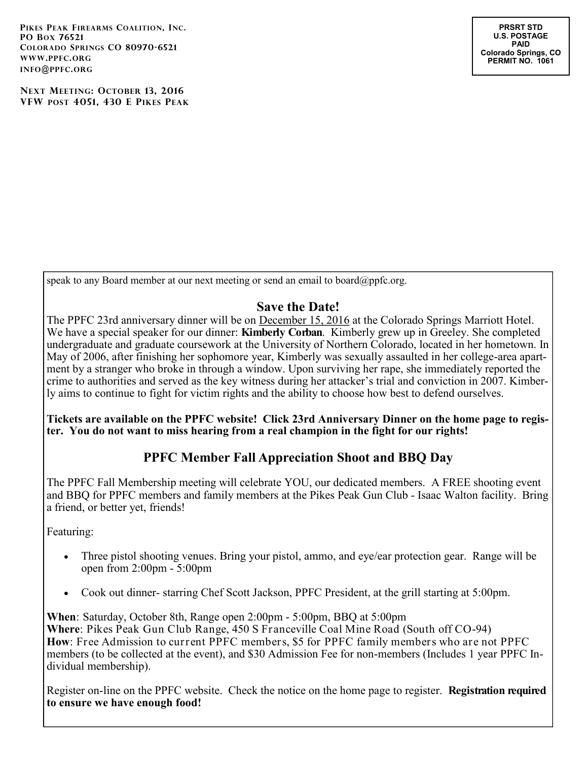Pikes Peak Firearms Coalition, Inc.
PO Box 76521
Colorado Springs CO 80970-6521
www.ppfc.org
info@ppfc.org

PRSRT STD
U.S. POSTAGE
PAID
Colorado Springs, CO
PERMIT NO. 1061

**Next Meeting: October 13, 2016**
**VFW post 4051, 430 E Pikes Peak**

speak to any Board member at our next meeting or send an email to board@ppfc.org.

## Save the Date!

The PPFC 23rd anniversary dinner will be on December 15, 2016 at the Colorado Springs Marriott Hotel. We have a special speaker for our dinner: **Kimberly Corban**. Kimberly grew up in Greeley. She completed undergraduate and graduate coursework at the University of Northern Colorado, located in her hometown. In May of 2006, after finishing her sophomore year, Kimberly was sexually assaulted in her college-area apartment by a stranger who broke in through a window. Upon surviving her rape, she immediately reported the crime to authorities and served as the key witness during her attacker's trial and conviction in 2007. Kimberly aims to continue to fight for victim rights and the ability to choose how best to defend ourselves.

**Tickets are available on the PPFC website! Click 23rd Anniversary Dinner on the home page to register. You do not want to miss hearing from a real champion in the fight for our rights!**

## PPFC Member Fall Appreciation Shoot and BBQ Day

The PPFC Fall Membership meeting will celebrate YOU, our dedicated members. A FREE shooting event and BBQ for PPFC members and family members at the Pikes Peak Gun Club - Isaac Walton facility. Bring a friend, or better yet, friends!

Featuring:

- Three pistol shooting venues. Bring your pistol, ammo, and eye/ear protection gear. Range will be open from 2:00pm - 5:00pm
- Cook out dinner- starring Chef Scott Jackson, PPFC President, at the grill starting at 5:00pm.

**When**: Saturday, October 8th, Range open 2:00pm - 5:00pm, BBQ at 5:00pm
**Where**: Pikes Peak Gun Club Range, 450 S Franceville Coal Mine Road (South off CO-94)
**How**: Free Admission to current PPFC members, $5 for PPFC family members who are not PPFC members (to be collected at the event), and $30 Admission Fee for non-members (Includes 1 year PPFC Individual membership).

Register on-line on the PPFC website. Check the notice on the home page to register. **Registration required to ensure we have enough food!**